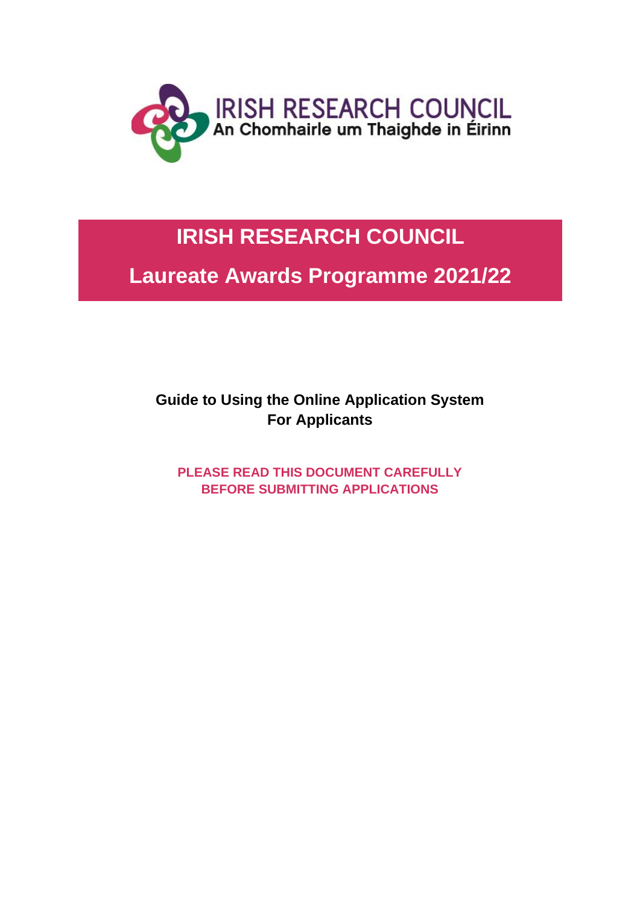IRISH RESEARCH COUNCIL
An Chomhairle um Thaighde in Éirinn

# IRISH RESEARCH COUNCIL

# Laureate Awards Programme 2021/22

**Guide to Using the Online Application System**
**For Applicants**

**PLEASE READ THIS DOCUMENT CAREFULLY BEFORE SUBMITTING APPLICATIONS**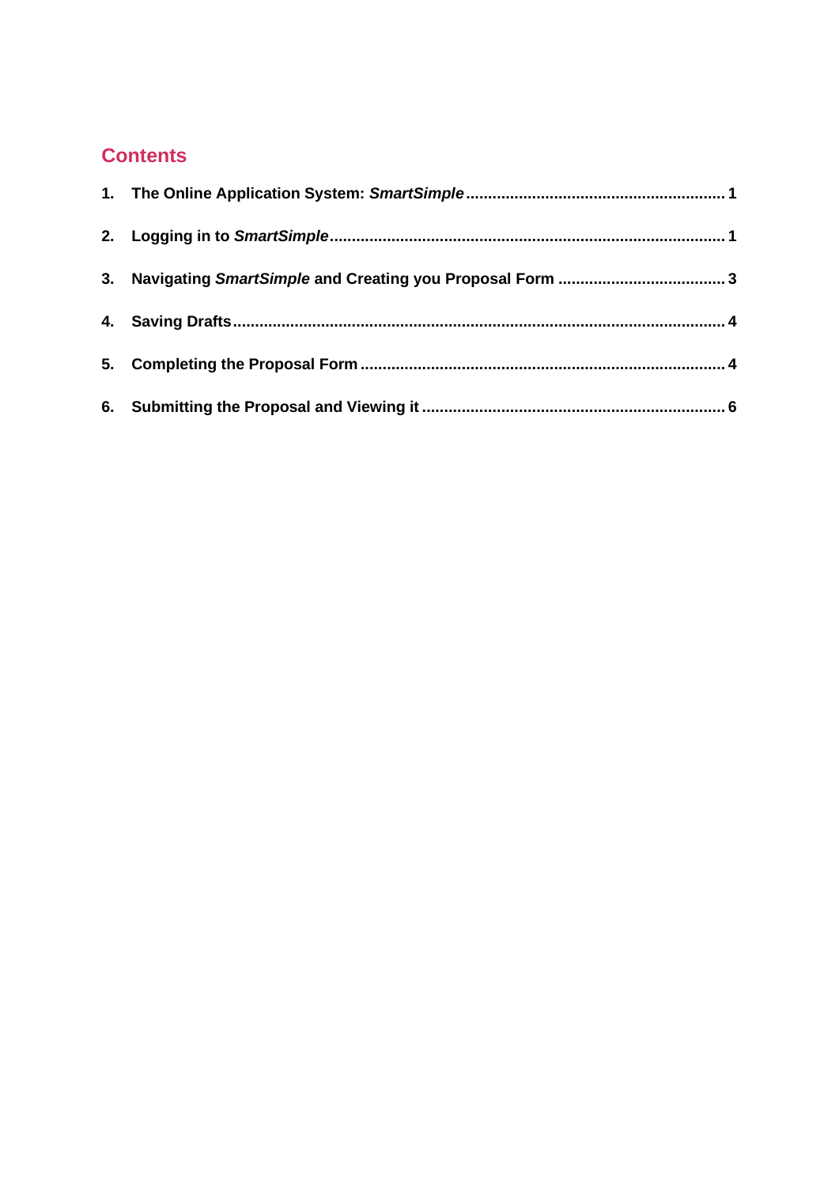## Contents

1. **The Online Application System: *SmartSimple*** .......... 1
2. **Logging in to *SmartSimple*** .......... 1
3. **Navigating *SmartSimple* and Creating you Proposal Form** .......... 3
4. **Saving Drafts** .......... 4
5. **Completing the Proposal Form** .......... 4
6. **Submitting the Proposal and Viewing it** .......... 6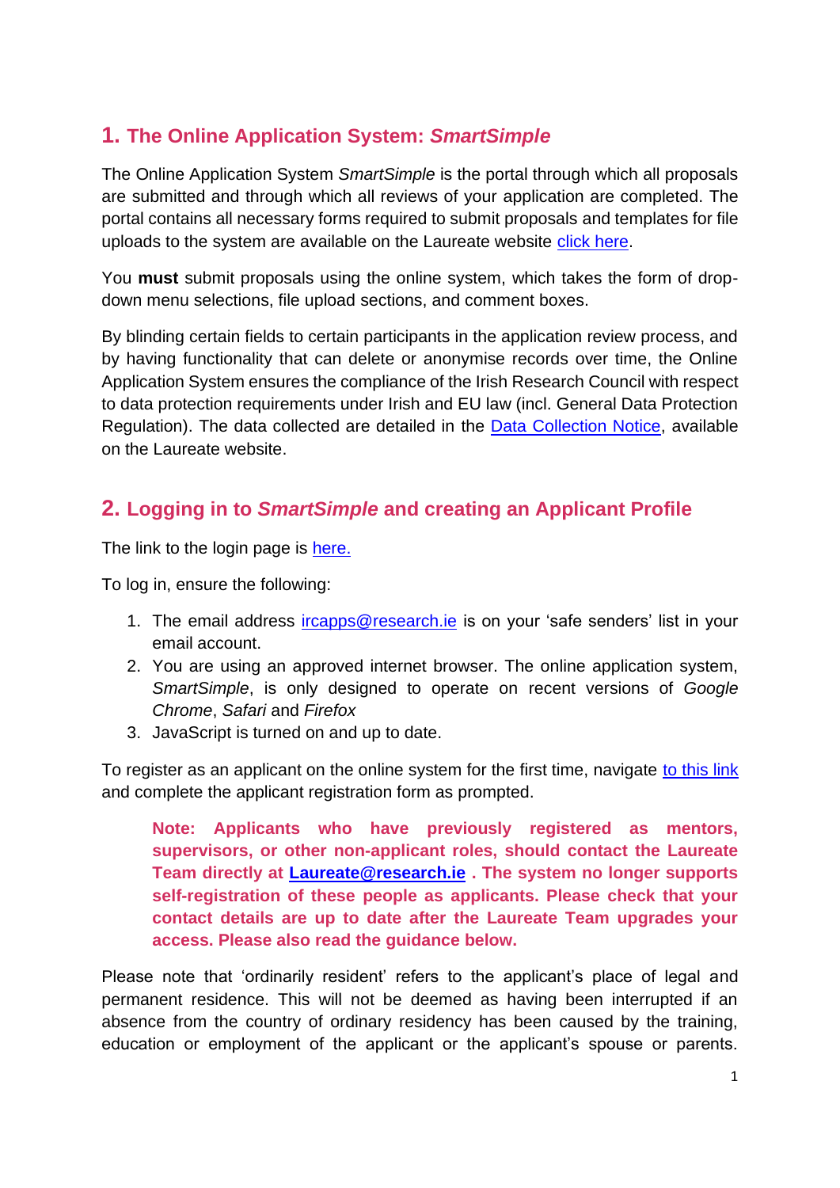## 1. The Online Application System: *SmartSimple*

The Online Application System *SmartSimple* is the portal through which all proposals are submitted and through which all reviews of your application are completed. The portal contains all necessary forms required to submit proposals and templates for file uploads to the system are available on the Laureate website click here.

You **must** submit proposals using the online system, which takes the form of drop-down menu selections, file upload sections, and comment boxes.

By blinding certain fields to certain participants in the application review process, and by having functionality that can delete or anonymise records over time, the Online Application System ensures the compliance of the Irish Research Council with respect to data protection requirements under Irish and EU law (incl. General Data Protection Regulation). The data collected are detailed in the Data Collection Notice, available on the Laureate website.

## 2. Logging in to *SmartSimple* and creating an Applicant Profile

The link to the login page is here.

To log in, ensure the following:

1. The email address ircapps@research.ie is on your 'safe senders' list in your email account.
2. You are using an approved internet browser. The online application system, *SmartSimple*, is only designed to operate on recent versions of *Google Chrome*, *Safari* and *Firefox*
3. JavaScript is turned on and up to date.

To register as an applicant on the online system for the first time, navigate to this link and complete the applicant registration form as prompted.

> **Note: Applicants who have previously registered as mentors, supervisors, or other non-applicant roles, should contact the Laureate Team directly at Laureate@research.ie . The system no longer supports self-registration of these people as applicants. Please check that your contact details are up to date after the Laureate Team upgrades your access. Please also read the guidance below.**

Please note that 'ordinarily resident' refers to the applicant's place of legal and permanent residence. This will not be deemed as having been interrupted if an absence from the country of ordinary residency has been caused by the training, education or employment of the applicant or the applicant's spouse or parents.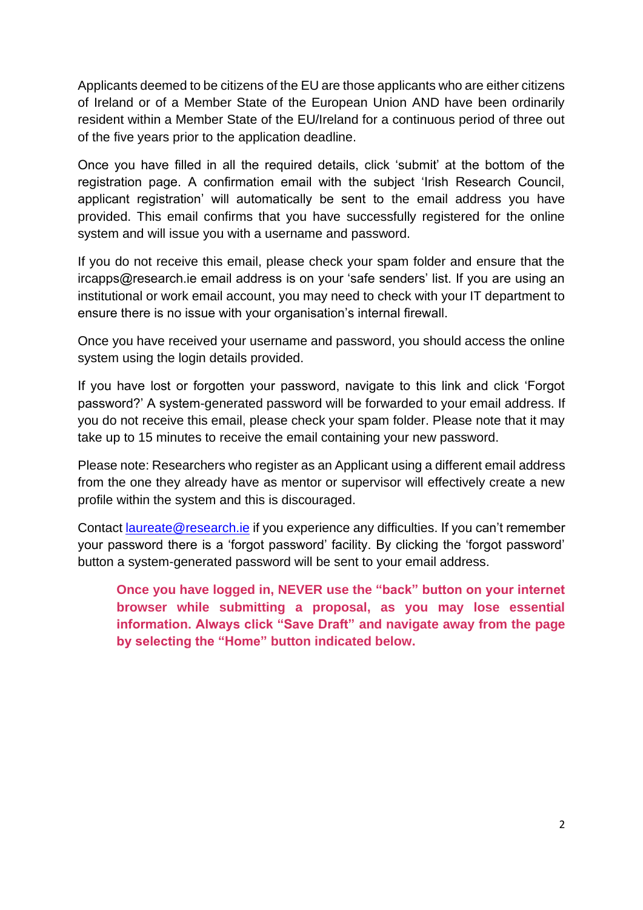Applicants deemed to be citizens of the EU are those applicants who are either citizens of Ireland or of a Member State of the European Union AND have been ordinarily resident within a Member State of the EU/Ireland for a continuous period of three out of the five years prior to the application deadline.

Once you have filled in all the required details, click 'submit' at the bottom of the registration page. A confirmation email with the subject 'Irish Research Council, applicant registration' will automatically be sent to the email address you have provided. This email confirms that you have successfully registered for the online system and will issue you with a username and password.

If you do not receive this email, please check your spam folder and ensure that the ircapps@research.ie email address is on your 'safe senders' list. If you are using an institutional or work email account, you may need to check with your IT department to ensure there is no issue with your organisation's internal firewall.

Once you have received your username and password, you should access the online system using the login details provided.

If you have lost or forgotten your password, navigate to this link and click 'Forgot password?' A system-generated password will be forwarded to your email address. If you do not receive this email, please check your spam folder. Please note that it may take up to 15 minutes to receive the email containing your new password.

Please note: Researchers who register as an Applicant using a different email address from the one they already have as mentor or supervisor will effectively create a new profile within the system and this is discouraged.

Contact [laureate@research.ie](mailto:laureate@research.ie) if you experience any difficulties. If you can't remember your password there is a 'forgot password' facility. By clicking the 'forgot password' button a system-generated password will be sent to your email address.

> **Once you have logged in, NEVER use the "back" button on your internet browser while submitting a proposal, as you may lose essential information. Always click "Save Draft" and navigate away from the page by selecting the "Home" button indicated below.**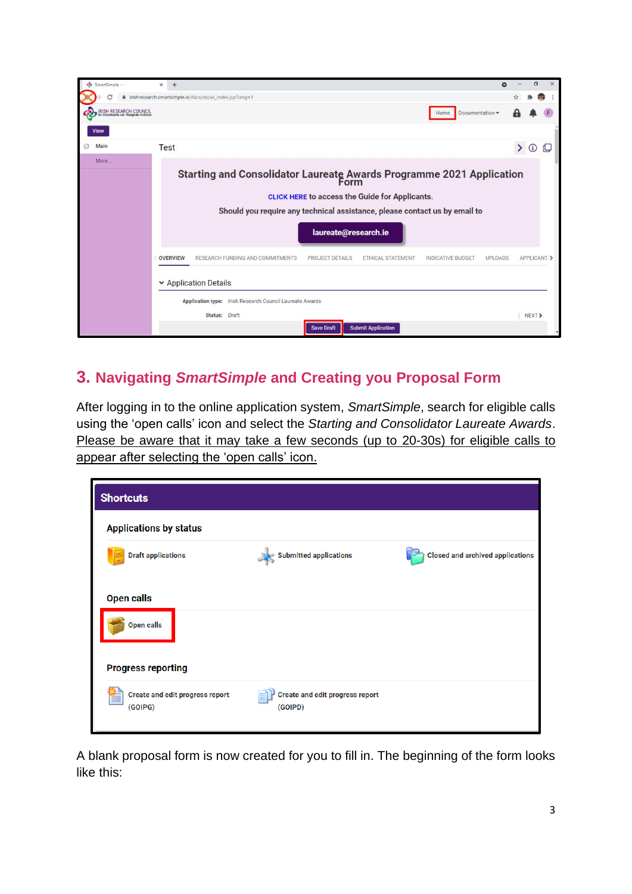## 3. Navigating *SmartSimple* and Creating you Proposal Form

After logging in to the online application system, *SmartSimple*, search for eligible calls using the 'open calls' icon and select the *Starting and Consolidator Laureate Awards*. Please be aware that it may take a few seconds (up to 20-30s) for eligible calls to appear after selecting the 'open calls' icon.

A blank proposal form is now created for you to fill in. The beginning of the form looks like this: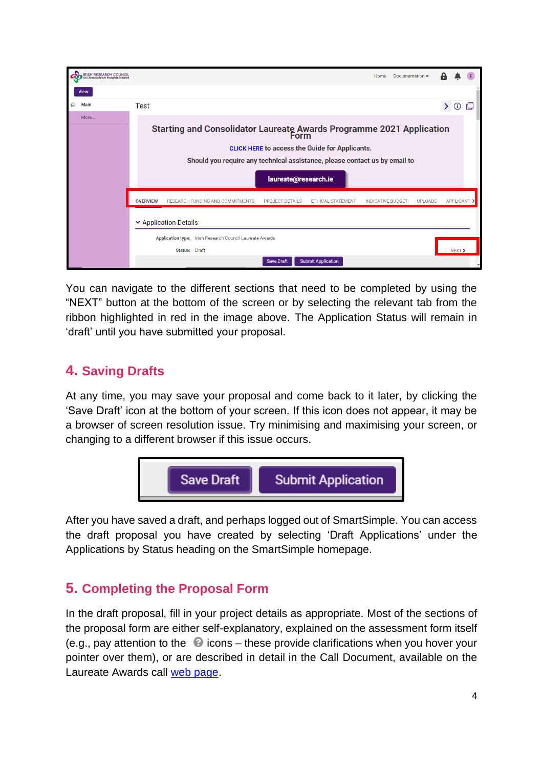You can navigate to the different sections that need to be completed by using the "NEXT" button at the bottom of the screen or by selecting the relevant tab from the ribbon highlighted in red in the image above. The Application Status will remain in 'draft' until you have submitted your proposal.

## 4. Saving Drafts

At any time, you may save your proposal and come back to it later, by clicking the 'Save Draft' icon at the bottom of your screen. If this icon does not appear, it may be a browser of screen resolution issue. Try minimising and maximising your screen, or changing to a different browser if this issue occurs.

After you have saved a draft, and perhaps logged out of SmartSimple. You can access the draft proposal you have created by selecting 'Draft Applications' under the Applications by Status heading on the SmartSimple homepage.

## 5. Completing the Proposal Form

In the draft proposal, fill in your project details as appropriate. Most of the sections of the proposal form are either self-explanatory, explained on the assessment form itself (e.g., pay attention to the ? icons – these provide clarifications when you hover your pointer over them), or are described in detail in the Call Document, available on the Laureate Awards call web page.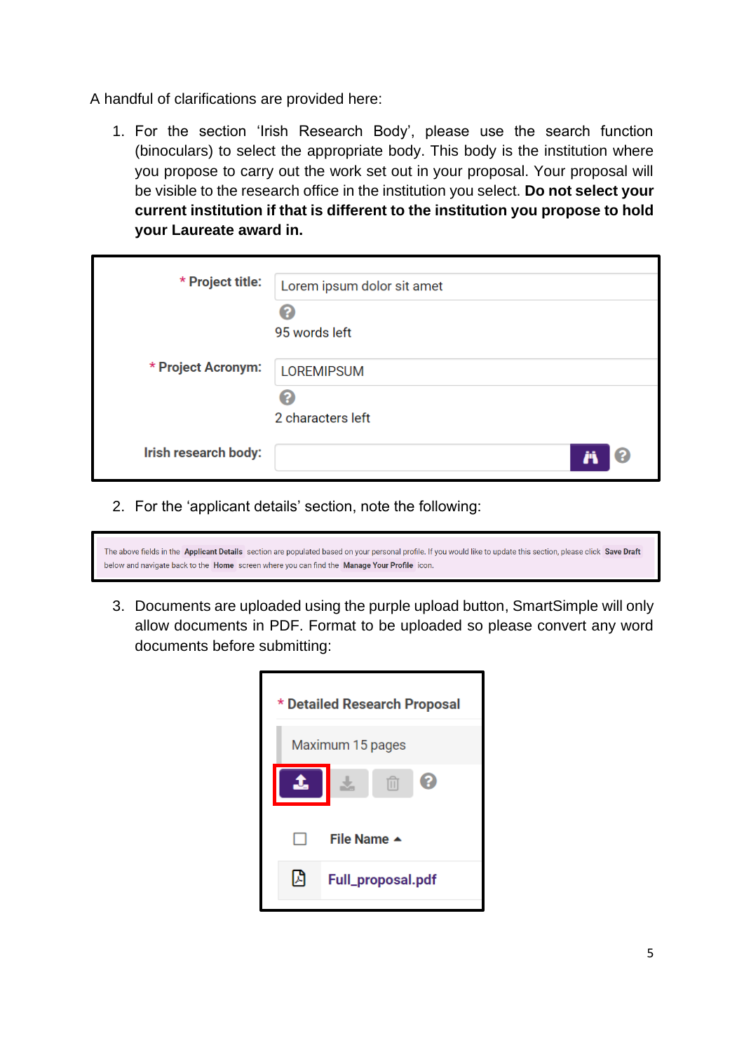A handful of clarifications are provided here:

1. For the section 'Irish Research Body', please use the search function (binoculars) to select the appropriate body. This body is the institution where you propose to carry out the work set out in your proposal. Your proposal will be visible to the research office in the institution you select. **Do not select your current institution if that is different to the institution you propose to hold your Laureate award in.**

| | |
|---|---|
| * Project title: | Lorem ipsum dolor sit amet<br>95 words left |
| * Project Acronym: | LOREMIPSUM<br>2 characters left |
| Irish research body: | |

2. For the 'applicant details' section, note the following:

> The above fields in the **Applicant Details** section are populated based on your personal profile. If you would like to update this section, please click **Save Draft** below and navigate back to the **Home** screen where you can find the **Manage Your Profile** icon.

3. Documents are uploaded using the purple upload button, SmartSimple will only allow documents in PDF. Format to be uploaded so please convert any word documents before submitting:

| * Detailed Research Proposal |
|---|
| Maximum 15 pages |
| File Name |
| Full_proposal.pdf |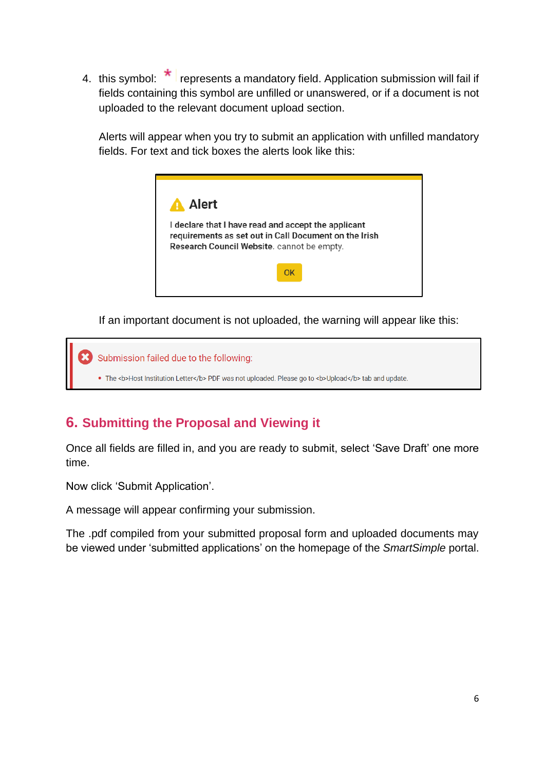4. this symbol: * represents a mandatory field. Application submission will fail if fields containing this symbol are unfilled or unanswered, or if a document is not uploaded to the relevant document upload section.

   Alerts will appear when you try to submit an application with unfilled mandatory fields. For text and tick boxes the alerts look like this:

   **Alert**

   I **declare that I have read and accept the applicant requirements as set out in Call Document on the Irish Research Council Website**. cannot be empty.

   OK

   If an important document is not uploaded, the warning will appear like this:

Submission failed due to the following:

- The <b>Host Institution Letter</b> PDF was not uploaded. Please go to <b>Upload</b> tab and update.

## 6. Submitting the Proposal and Viewing it

Once all fields are filled in, and you are ready to submit, select 'Save Draft' one more time.

Now click 'Submit Application'.

A message will appear confirming your submission.

The .pdf compiled from your submitted proposal form and uploaded documents may be viewed under 'submitted applications' on the homepage of the *SmartSimple* portal.